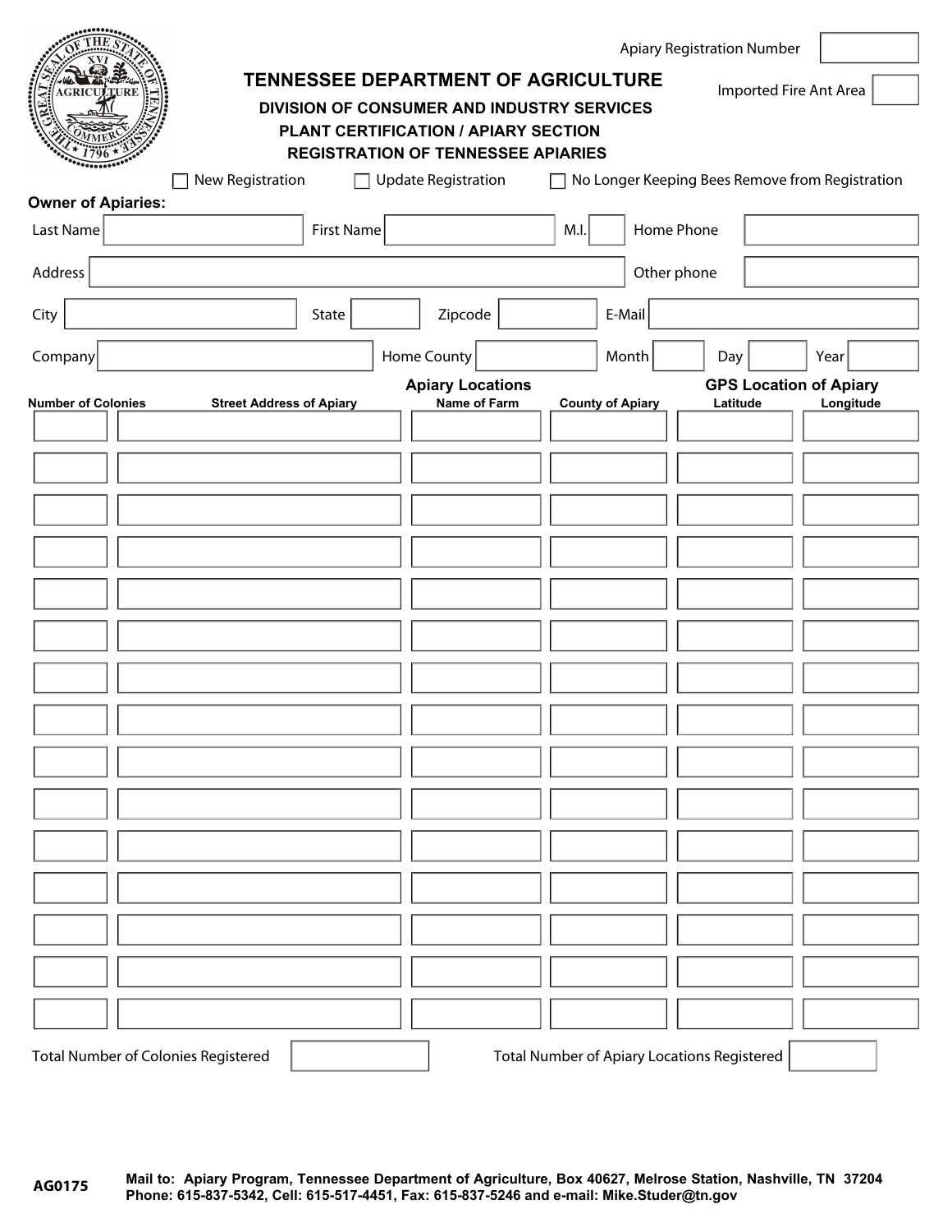Apiary Registration Number: ______

Imported Fire Ant Area: ______

# TENNESSEE DEPARTMENT OF AGRICULTURE

## DIVISION OF CONSUMER AND INDUSTRY SERVICES

## PLANT CERTIFICATION / APIARY SECTION

## REGISTRATION OF TENNESSEE APIARIES

☐ New Registration ☐ Update Registration ☐ No Longer Keeping Bees Remove from Registration

**Owner of Apiaries:**

Last Name ______ First Name ______ M.I. ______ Home Phone ______

Address ______ Other phone ______

City ______ State ______ Zipcode ______ E-Mail ______

Company ______ Home County ______ Month ______ Day ______ Year ______

| | Apiary Locations | | | GPS Location of Apiary | |
|---|---|---|---|---|---|
| **Number of Colonies** | **Street Address of Apiary** | **Name of Farm** | **County of Apiary** | **Latitude** | **Longitude** |
| | | | | | |
| | | | | | |
| | | | | | |
| | | | | | |
| | | | | | |
| | | | | | |
| | | | | | |
| | | | | | |
| | | | | | |
| | | | | | |
| | | | | | |
| | | | | | |
| | | | | | |
| | | | | | |
| | | | | | |

Total Number of Colonies Registered ______ Total Number of Apiary Locations Registered ______

AG0175

**Mail to: Apiary Program, Tennessee Department of Agriculture, Box 40627, Melrose Station, Nashville, TN 37204**
**Phone: 615-837-5342, Cell: 615-517-4451, Fax: 615-837-5246 and e-mail: Mike.Studer@tn.gov**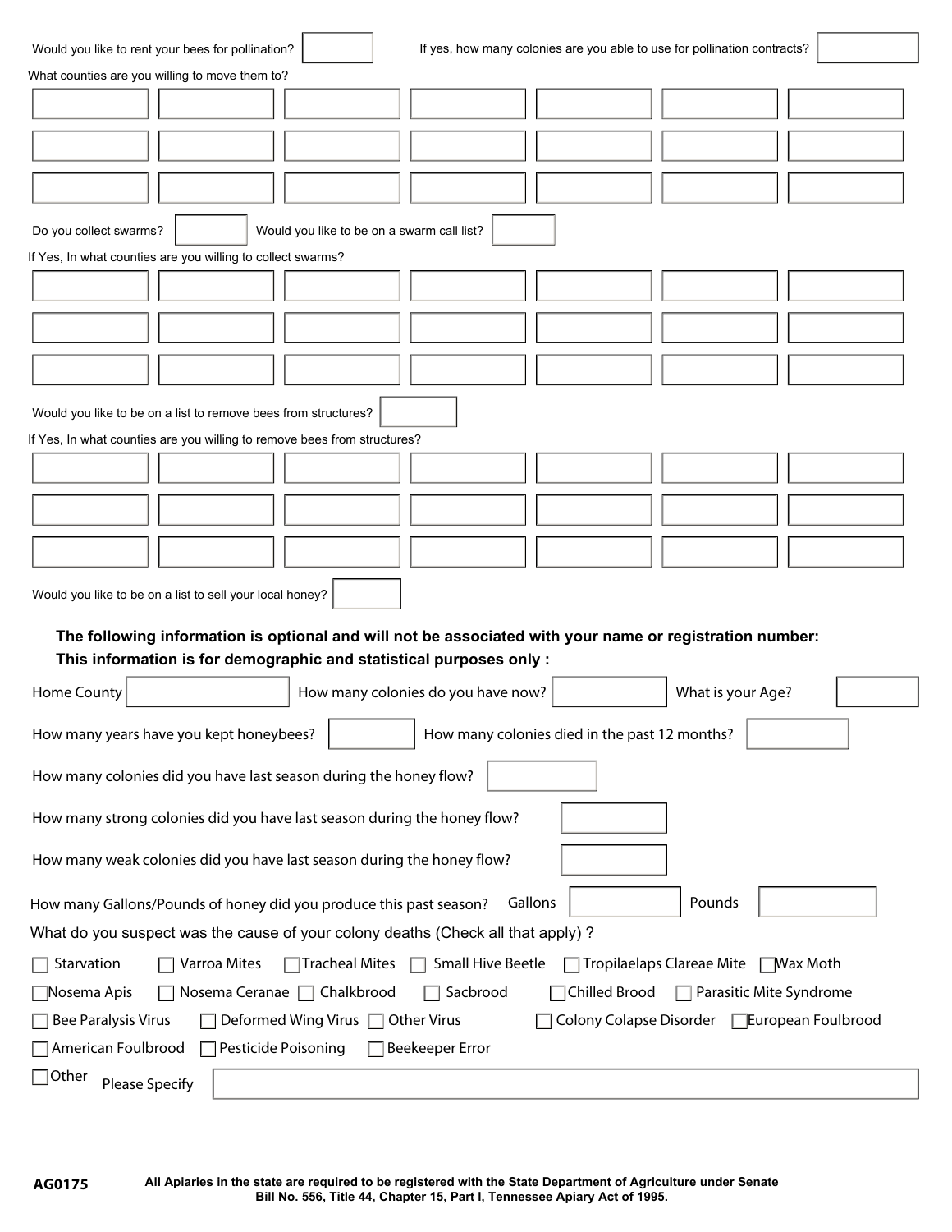Would you like to rent your bees for pollination? ______ If yes, how many colonies are you able to use for pollination contracts? ______

What counties are you willing to move them to?

| | | | | | | |
|---|---|---|---|---|---|---|
| | | | | | | |
| | | | | | | |
| | | | | | | |

Do you collect swarms? ______ Would you like to be on a swarm call list? ______

If Yes, In what counties are you willing to collect swarms?

| | | | | | | |
|---|---|---|---|---|---|---|
| | | | | | | |
| | | | | | | |
| | | | | | | |

Would you like to be on a list to remove bees from structures? ______

If Yes, In what counties are you willing to remove bees from structures?

| | | | | | | |
|---|---|---|---|---|---|---|
| | | | | | | |
| | | | | | | |
| | | | | | | |

Would you like to be on a list to sell your local honey? ______

**The following information is optional and will not be associated with your name or registration number:**
**This information is for demographic and statistical purposes only :**

Home County ______ How many colonies do you have now? ______ What is your Age? ______

How many years have you kept honeybees? ______ How many colonies died in the past 12 months? ______

How many colonies did you have last season during the honey flow? ______

How many strong colonies did you have last season during the honey flow? ______

How many weak colonies did you have last season during the honey flow? ______

How many Gallons/Pounds of honey did you produce this past season? Gallons ______ Pounds ______

What do you suspect was the cause of your colony deaths (Check all that apply) ?

☐ Starvation ☐ Varroa Mites ☐ Tracheal Mites ☐ Small Hive Beetle ☐ Tropilaelaps Clareae Mite ☐ Wax Moth

☐ Nosema Apis ☐ Nosema Ceranae ☐ Chalkbrood ☐ Sacbrood ☐ Chilled Brood ☐ Parasitic Mite Syndrome

☐ Bee Paralysis Virus ☐ Deformed Wing Virus ☐ Other Virus ☐ Colony Colapse Disorder ☐ European Foulbrood

☐ American Foulbrood ☐ Pesticide Poisoning ☐ Beekeeper Error

☐ Other Please Specify ______

**AG0175**

**All Apiaries in the state are required to be registered with the State Department of Agriculture under Senate Bill No. 556, Title 44, Chapter 15, Part I, Tennessee Apiary Act of 1995.**